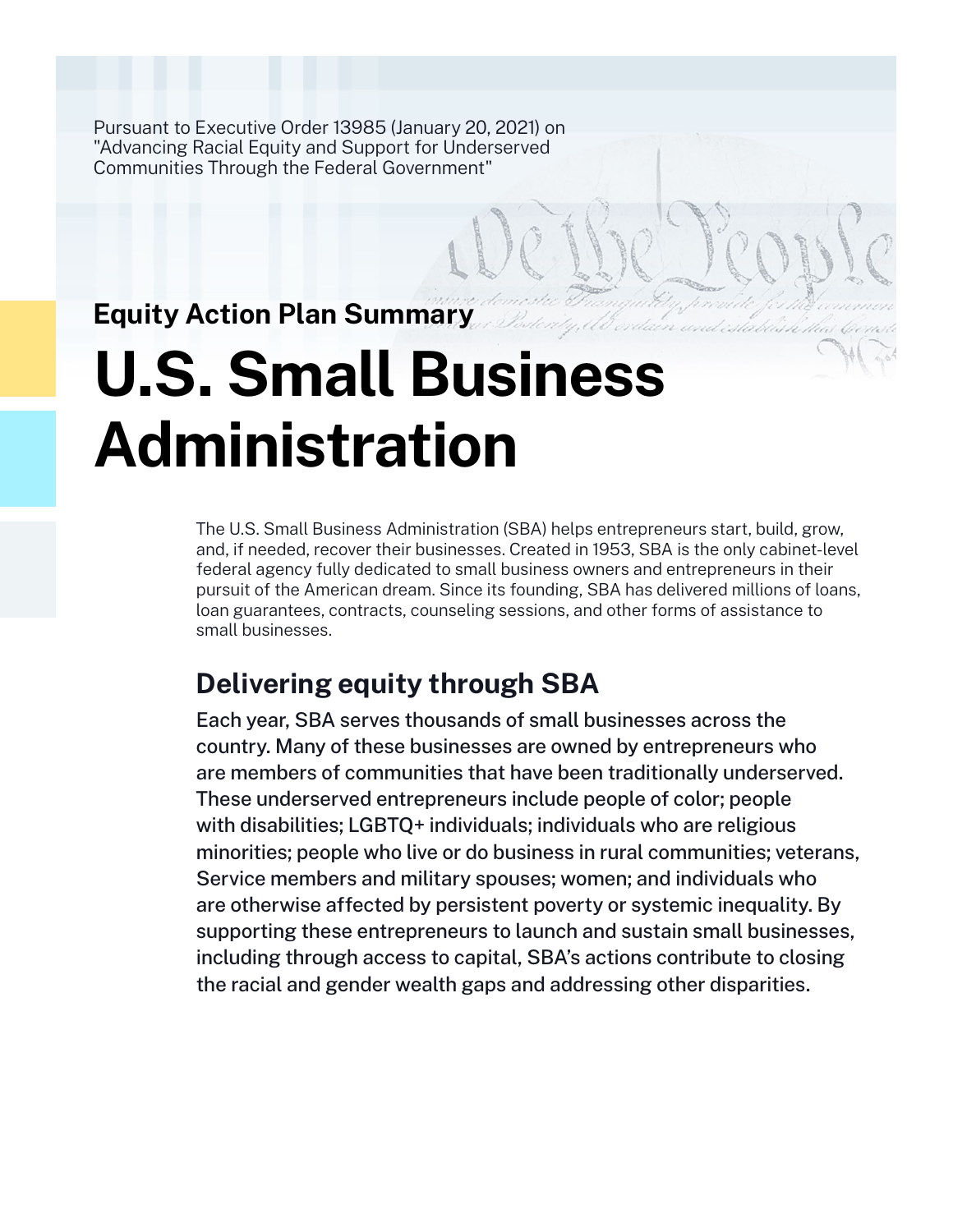Pursuant to Executive Order 13985 (January 20, 2021) on "Advancing Racial Equity and Support for Underserved Communities Through the Federal Government"

**Equity Action Plan Summary**

# U.S. Small Business Administration

The U.S. Small Business Administration (SBA) helps entrepreneurs start, build, grow, and, if needed, recover their businesses. Created in 1953, SBA is the only cabinet-level federal agency fully dedicated to small business owners and entrepreneurs in their pursuit of the American dream. Since its founding, SBA has delivered millions of loans, loan guarantees, contracts, counseling sessions, and other forms of assistance to small businesses.

## Delivering equity through SBA

Each year, SBA serves thousands of small businesses across the country. Many of these businesses are owned by entrepreneurs who are members of communities that have been traditionally underserved. These underserved entrepreneurs include people of color; people with disabilities; LGBTQ+ individuals; individuals who are religious minorities; people who live or do business in rural communities; veterans, Service members and military spouses; women; and individuals who are otherwise affected by persistent poverty or systemic inequality. By supporting these entrepreneurs to launch and sustain small businesses, including through access to capital, SBA's actions contribute to closing the racial and gender wealth gaps and addressing other disparities.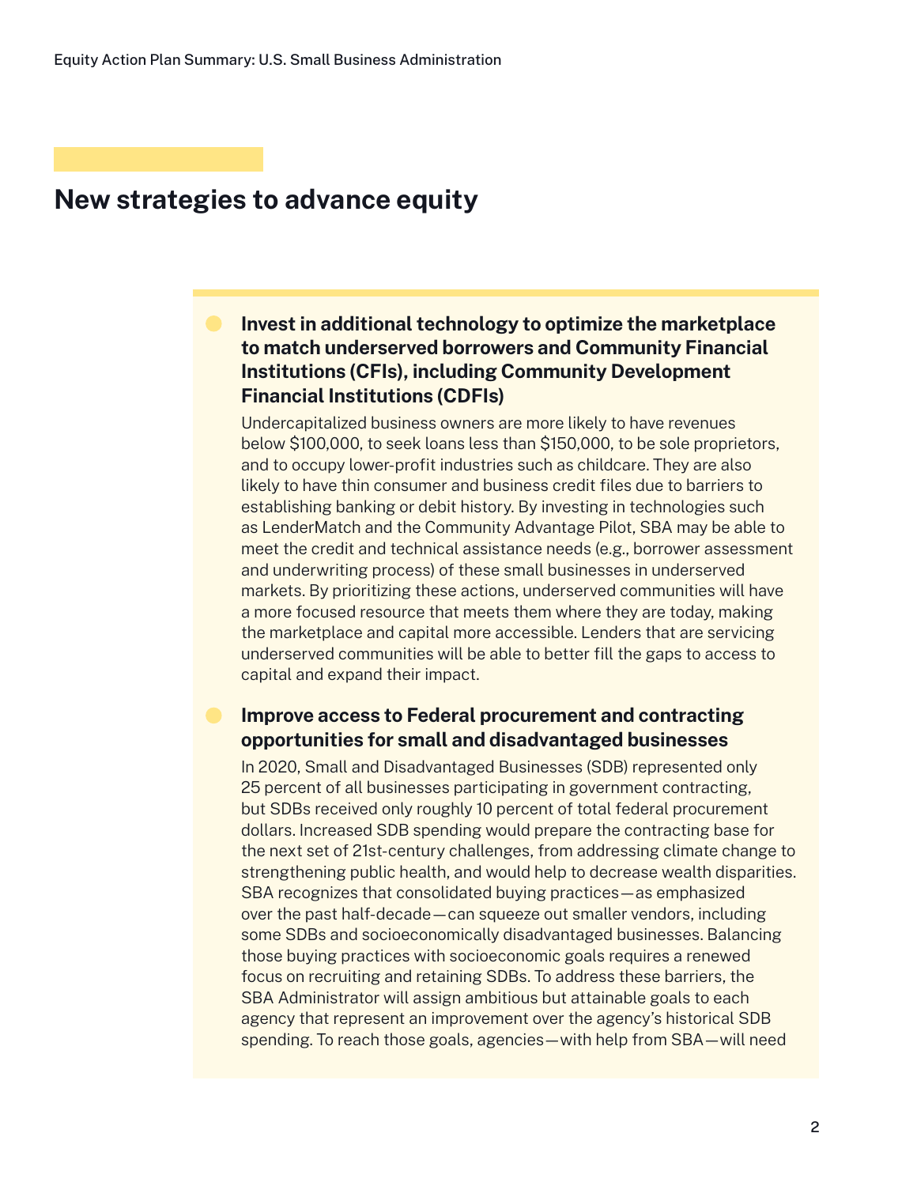## New strategies to advance equity

- **Invest in additional technology to optimize the marketplace to match underserved borrowers and Community Financial Institutions (CFIs), including Community Development Financial Institutions (CDFIs)**

  Undercapitalized business owners are more likely to have revenues below $100,000, to seek loans less than $150,000, to be sole proprietors, and to occupy lower-profit industries such as childcare. They are also likely to have thin consumer and business credit files due to barriers to establishing banking or debit history. By investing in technologies such as LenderMatch and the Community Advantage Pilot, SBA may be able to meet the credit and technical assistance needs (e.g., borrower assessment and underwriting process) of these small businesses in underserved markets. By prioritizing these actions, underserved communities will have a more focused resource that meets them where they are today, making the marketplace and capital more accessible. Lenders that are servicing underserved communities will be able to better fill the gaps to access to capital and expand their impact.

- **Improve access to Federal procurement and contracting opportunities for small and disadvantaged businesses**

  In 2020, Small and Disadvantaged Businesses (SDB) represented only 25 percent of all businesses participating in government contracting, but SDBs received only roughly 10 percent of total federal procurement dollars. Increased SDB spending would prepare the contracting base for the next set of 21st-century challenges, from addressing climate change to strengthening public health, and would help to decrease wealth disparities. SBA recognizes that consolidated buying practices—as emphasized over the past half-decade—can squeeze out smaller vendors, including some SDBs and socioeconomically disadvantaged businesses. Balancing those buying practices with socioeconomic goals requires a renewed focus on recruiting and retaining SDBs. To address these barriers, the SBA Administrator will assign ambitious but attainable goals to each agency that represent an improvement over the agency's historical SDB spending. To reach those goals, agencies—with help from SBA—will need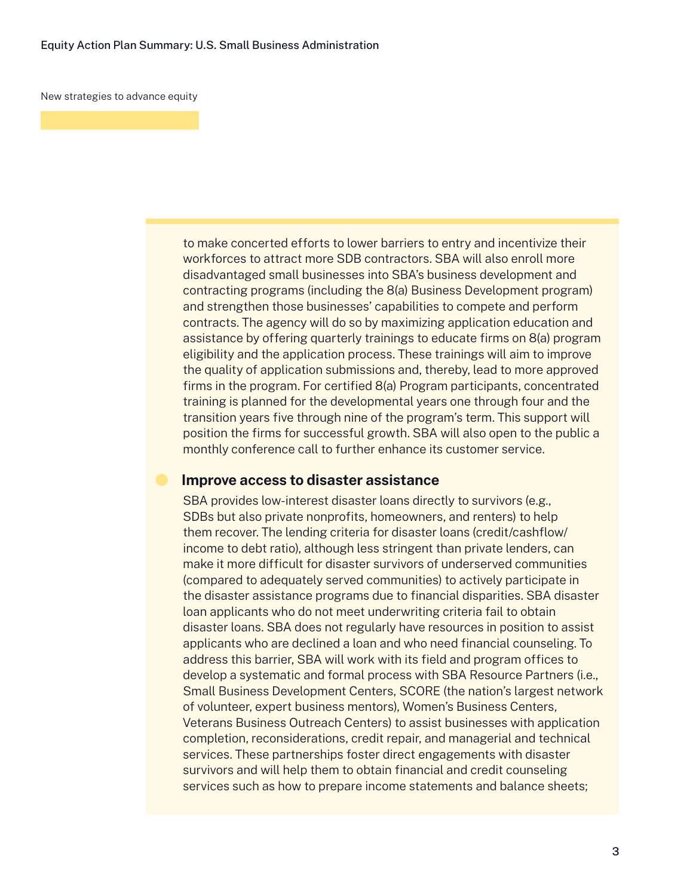New strategies to advance equity

to make concerted efforts to lower barriers to entry and incentivize their workforces to attract more SDB contractors. SBA will also enroll more disadvantaged small businesses into SBA's business development and contracting programs (including the 8(a) Business Development program) and strengthen those businesses' capabilities to compete and perform contracts. The agency will do so by maximizing application education and assistance by offering quarterly trainings to educate firms on 8(a) program eligibility and the application process. These trainings will aim to improve the quality of application submissions and, thereby, lead to more approved firms in the program. For certified 8(a) Program participants, concentrated training is planned for the developmental years one through four and the transition years five through nine of the program's term. This support will position the firms for successful growth. SBA will also open to the public a monthly conference call to further enhance its customer service.

- **Improve access to disaster assistance**

  SBA provides low-interest disaster loans directly to survivors (e.g., SDBs but also private nonprofits, homeowners, and renters) to help them recover. The lending criteria for disaster loans (credit/cashflow/income to debt ratio), although less stringent than private lenders, can make it more difficult for disaster survivors of underserved communities (compared to adequately served communities) to actively participate in the disaster assistance programs due to financial disparities. SBA disaster loan applicants who do not meet underwriting criteria fail to obtain disaster loans. SBA does not regularly have resources in position to assist applicants who are declined a loan and who need financial counseling. To address this barrier, SBA will work with its field and program offices to develop a systematic and formal process with SBA Resource Partners (i.e., Small Business Development Centers, SCORE (the nation's largest network of volunteer, expert business mentors), Women's Business Centers, Veterans Business Outreach Centers) to assist businesses with application completion, reconsiderations, credit repair, and managerial and technical services. These partnerships foster direct engagements with disaster survivors and will help them to obtain financial and credit counseling services such as how to prepare income statements and balance sheets;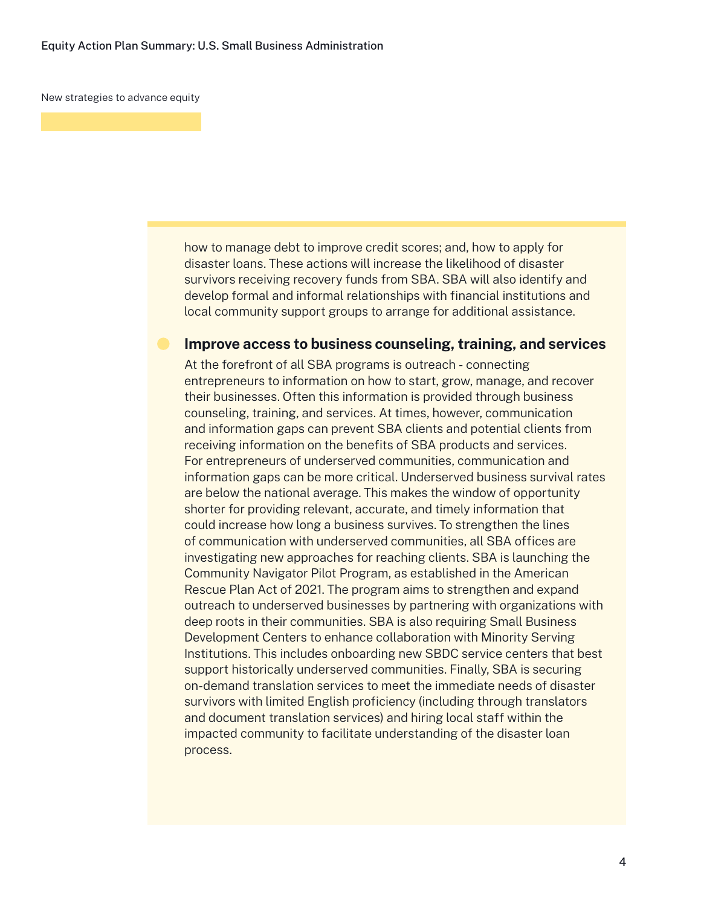New strategies to advance equity

how to manage debt to improve credit scores; and, how to apply for disaster loans. These actions will increase the likelihood of disaster survivors receiving recovery funds from SBA. SBA will also identify and develop formal and informal relationships with financial institutions and local community support groups to arrange for additional assistance.

- **Improve access to business counseling, training, and services**

  At the forefront of all SBA programs is outreach - connecting entrepreneurs to information on how to start, grow, manage, and recover their businesses. Often this information is provided through business counseling, training, and services. At times, however, communication and information gaps can prevent SBA clients and potential clients from receiving information on the benefits of SBA products and services. For entrepreneurs of underserved communities, communication and information gaps can be more critical. Underserved business survival rates are below the national average. This makes the window of opportunity shorter for providing relevant, accurate, and timely information that could increase how long a business survives. To strengthen the lines of communication with underserved communities, all SBA offices are investigating new approaches for reaching clients. SBA is launching the Community Navigator Pilot Program, as established in the American Rescue Plan Act of 2021. The program aims to strengthen and expand outreach to underserved businesses by partnering with organizations with deep roots in their communities. SBA is also requiring Small Business Development Centers to enhance collaboration with Minority Serving Institutions. This includes onboarding new SBDC service centers that best support historically underserved communities. Finally, SBA is securing on-demand translation services to meet the immediate needs of disaster survivors with limited English proficiency (including through translators and document translation services) and hiring local staff within the impacted community to facilitate understanding of the disaster loan process.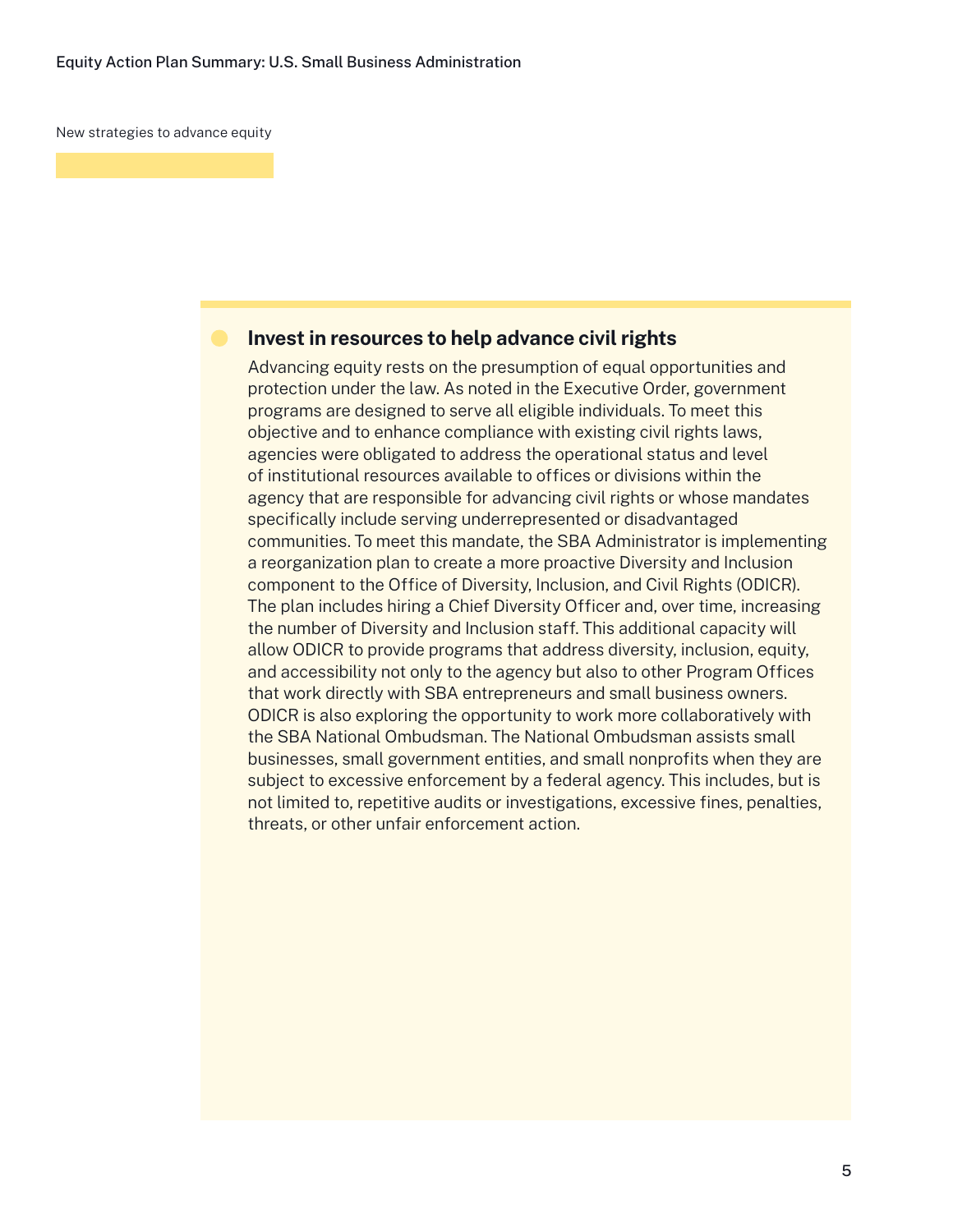New strategies to advance equity

### Invest in resources to help advance civil rights

Advancing equity rests on the presumption of equal opportunities and protection under the law. As noted in the Executive Order, government programs are designed to serve all eligible individuals. To meet this objective and to enhance compliance with existing civil rights laws, agencies were obligated to address the operational status and level of institutional resources available to offices or divisions within the agency that are responsible for advancing civil rights or whose mandates specifically include serving underrepresented or disadvantaged communities. To meet this mandate, the SBA Administrator is implementing a reorganization plan to create a more proactive Diversity and Inclusion component to the Office of Diversity, Inclusion, and Civil Rights (ODICR). The plan includes hiring a Chief Diversity Officer and, over time, increasing the number of Diversity and Inclusion staff. This additional capacity will allow ODICR to provide programs that address diversity, inclusion, equity, and accessibility not only to the agency but also to other Program Offices that work directly with SBA entrepreneurs and small business owners. ODICR is also exploring the opportunity to work more collaboratively with the SBA National Ombudsman. The National Ombudsman assists small businesses, small government entities, and small nonprofits when they are subject to excessive enforcement by a federal agency. This includes, but is not limited to, repetitive audits or investigations, excessive fines, penalties, threats, or other unfair enforcement action.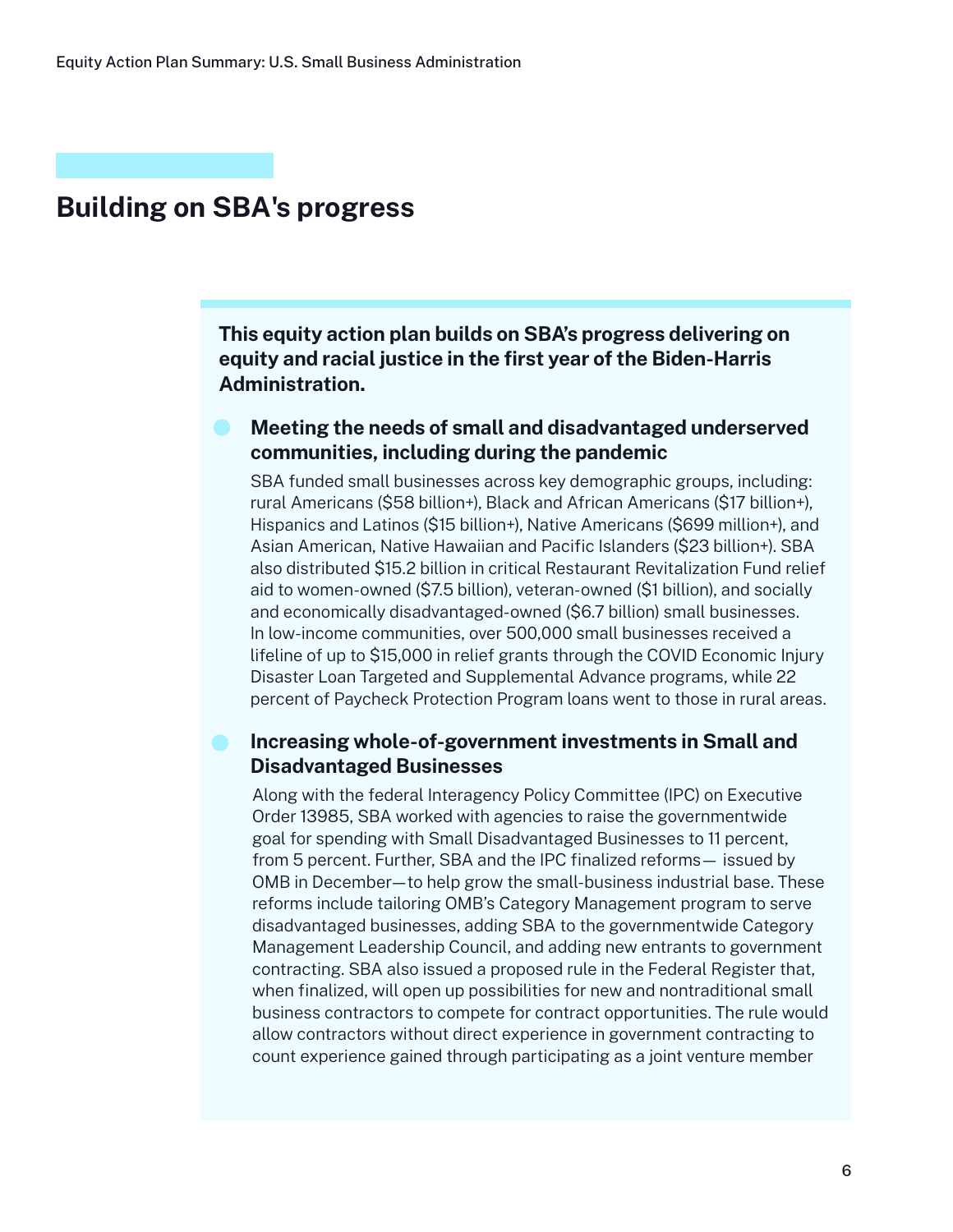## Building on SBA's progress

**This equity action plan builds on SBA's progress delivering on equity and racial justice in the first year of the Biden-Harris Administration.**

- ### Meeting the needs of small and disadvantaged underserved communities, including during the pandemic

  SBA funded small businesses across key demographic groups, including: rural Americans ($58 billion+), Black and African Americans ($17 billion+), Hispanics and Latinos ($15 billion+), Native Americans ($699 million+), and Asian American, Native Hawaiian and Pacific Islanders ($23 billion+). SBA also distributed $15.2 billion in critical Restaurant Revitalization Fund relief aid to women-owned ($7.5 billion), veteran-owned ($1 billion), and socially and economically disadvantaged-owned ($6.7 billion) small businesses. In low-income communities, over 500,000 small businesses received a lifeline of up to $15,000 in relief grants through the COVID Economic Injury Disaster Loan Targeted and Supplemental Advance programs, while 22 percent of Paycheck Protection Program loans went to those in rural areas.

- ### Increasing whole-of-government investments in Small and Disadvantaged Businesses

  Along with the federal Interagency Policy Committee (IPC) on Executive Order 13985, SBA worked with agencies to raise the governmentwide goal for spending with Small Disadvantaged Businesses to 11 percent, from 5 percent. Further, SBA and the IPC finalized reforms— issued by OMB in December—to help grow the small-business industrial base. These reforms include tailoring OMB's Category Management program to serve disadvantaged businesses, adding SBA to the governmentwide Category Management Leadership Council, and adding new entrants to government contracting. SBA also issued a proposed rule in the Federal Register that, when finalized, will open up possibilities for new and nontraditional small business contractors to compete for contract opportunities. The rule would allow contractors without direct experience in government contracting to count experience gained through participating as a joint venture member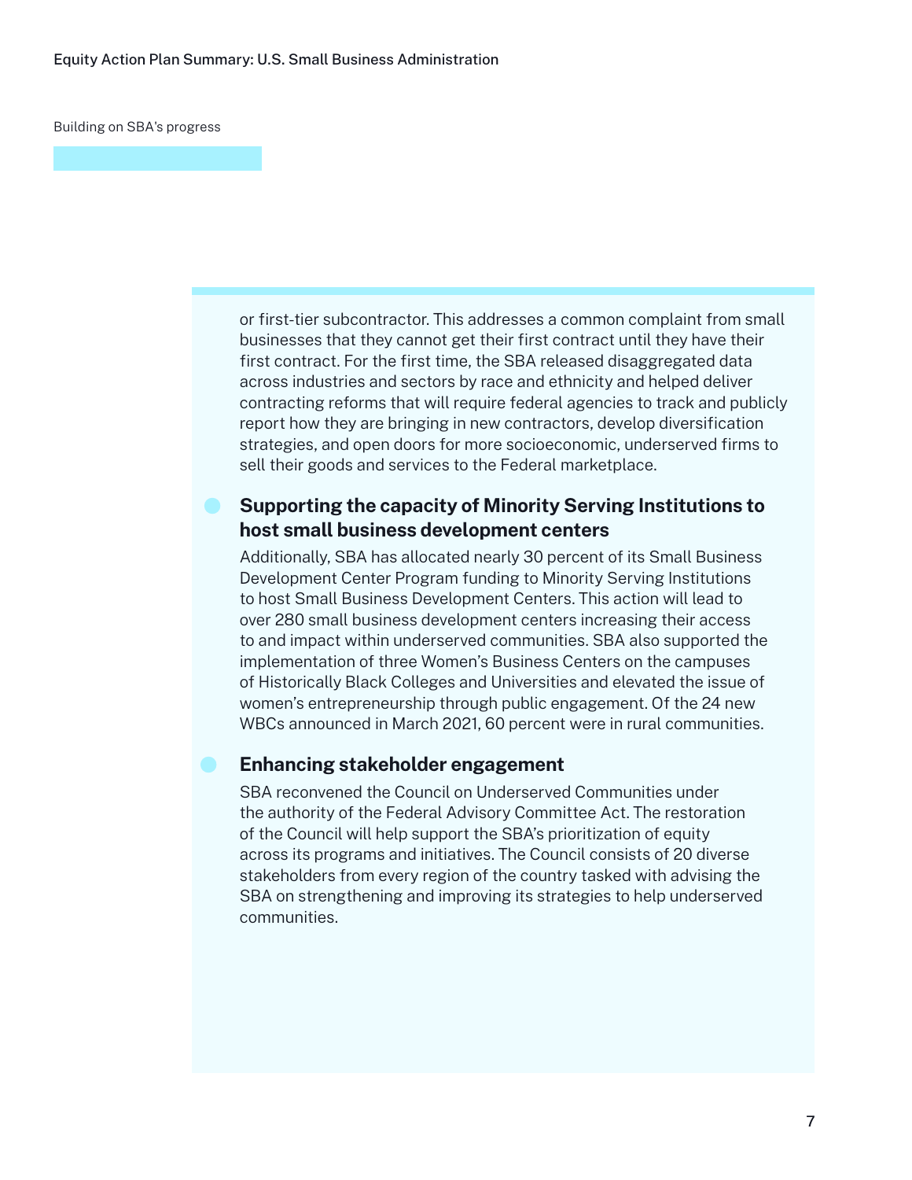Building on SBA's progress

or first-tier subcontractor. This addresses a common complaint from small businesses that they cannot get their first contract until they have their first contract. For the first time, the SBA released disaggregated data across industries and sectors by race and ethnicity and helped deliver contracting reforms that will require federal agencies to track and publicly report how they are bringing in new contractors, develop diversification strategies, and open doors for more socioeconomic, underserved firms to sell their goods and services to the Federal marketplace.

- **Supporting the capacity of Minority Serving Institutions to host small business development centers**

  Additionally, SBA has allocated nearly 30 percent of its Small Business Development Center Program funding to Minority Serving Institutions to host Small Business Development Centers. This action will lead to over 280 small business development centers increasing their access to and impact within underserved communities. SBA also supported the implementation of three Women's Business Centers on the campuses of Historically Black Colleges and Universities and elevated the issue of women's entrepreneurship through public engagement. Of the 24 new WBCs announced in March 2021, 60 percent were in rural communities.

- **Enhancing stakeholder engagement**

  SBA reconvened the Council on Underserved Communities under the authority of the Federal Advisory Committee Act. The restoration of the Council will help support the SBA's prioritization of equity across its programs and initiatives. The Council consists of 20 diverse stakeholders from every region of the country tasked with advising the SBA on strengthening and improving its strategies to help underserved communities.